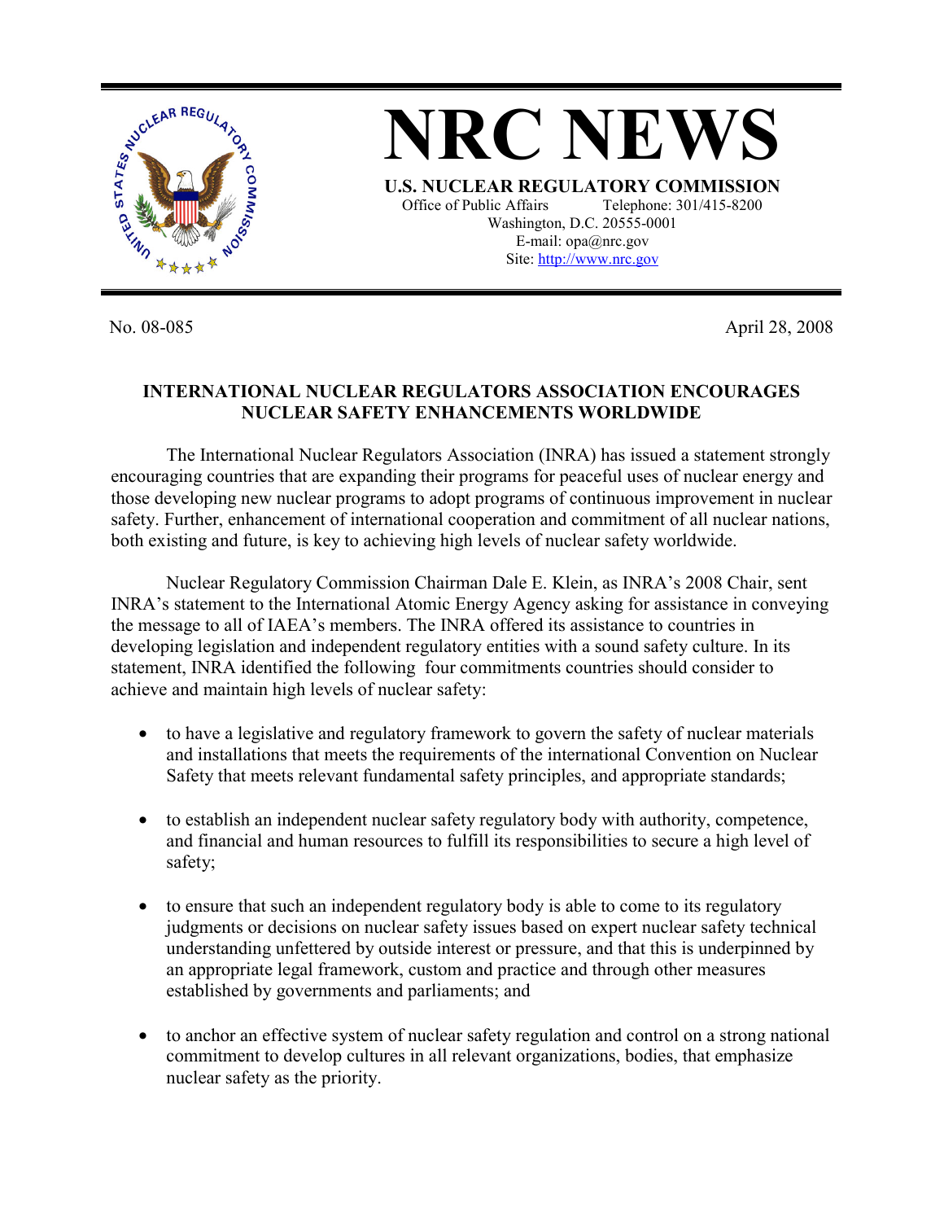# NRC NEWS

**U.S. NUCLEAR REGULATORY COMMISSION**

Office of Public Affairs Telephone: 301/415-8200
Washington, D.C. 20555-0001
E-mail: opa@nrc.gov
Site: http://www.nrc.gov

No. 08-085 April 28, 2008

## INTERNATIONAL NUCLEAR REGULATORS ASSOCIATION ENCOURAGES NUCLEAR SAFETY ENHANCEMENTS WORLDWIDE

The International Nuclear Regulators Association (INRA) has issued a statement strongly encouraging countries that are expanding their programs for peaceful uses of nuclear energy and those developing new nuclear programs to adopt programs of continuous improvement in nuclear safety. Further, enhancement of international cooperation and commitment of all nuclear nations, both existing and future, is key to achieving high levels of nuclear safety worldwide.

Nuclear Regulatory Commission Chairman Dale E. Klein, as INRA's 2008 Chair, sent INRA's statement to the International Atomic Energy Agency asking for assistance in conveying the message to all of IAEA's members. The INRA offered its assistance to countries in developing legislation and independent regulatory entities with a sound safety culture. In its statement, INRA identified the following four commitments countries should consider to achieve and maintain high levels of nuclear safety:

- to have a legislative and regulatory framework to govern the safety of nuclear materials and installations that meets the requirements of the international Convention on Nuclear Safety that meets relevant fundamental safety principles, and appropriate standards;

- to establish an independent nuclear safety regulatory body with authority, competence, and financial and human resources to fulfill its responsibilities to secure a high level of safety;

- to ensure that such an independent regulatory body is able to come to its regulatory judgments or decisions on nuclear safety issues based on expert nuclear safety technical understanding unfettered by outside interest or pressure, and that this is underpinned by an appropriate legal framework, custom and practice and through other measures established by governments and parliaments; and

- to anchor an effective system of nuclear safety regulation and control on a strong national commitment to develop cultures in all relevant organizations, bodies, that emphasize nuclear safety as the priority.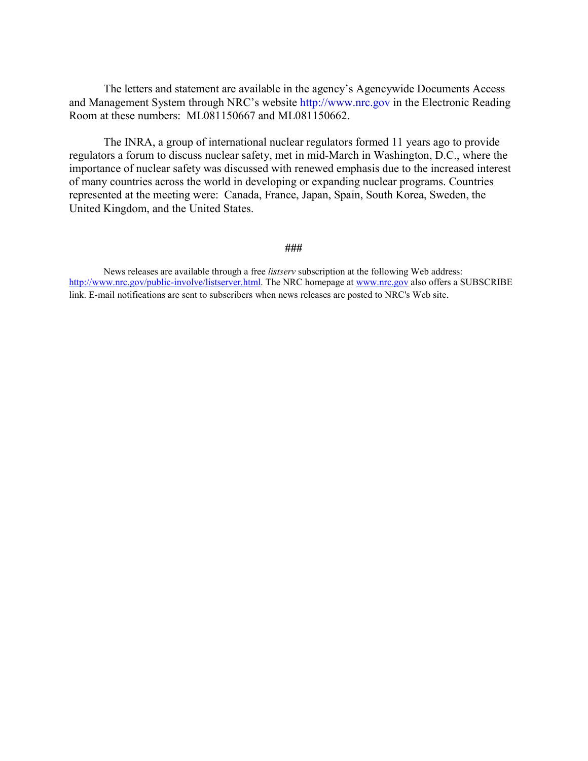The letters and statement are available in the agency's Agencywide Documents Access and Management System through NRC's website http://www.nrc.gov in the Electronic Reading Room at these numbers: ML081150667 and ML081150662.

The INRA, a group of international nuclear regulators formed 11 years ago to provide regulators a forum to discuss nuclear safety, met in mid-March in Washington, D.C., where the importance of nuclear safety was discussed with renewed emphasis due to the increased interest of many countries across the world in developing or expanding nuclear programs. Countries represented at the meeting were: Canada, France, Japan, Spain, South Korea, Sweden, the United Kingdom, and the United States.

###

News releases are available through a free *listserv* subscription at the following Web address: http://www.nrc.gov/public-involve/listserver.html. The NRC homepage at www.nrc.gov also offers a SUBSCRIBE link. E-mail notifications are sent to subscribers when news releases are posted to NRC's Web site.